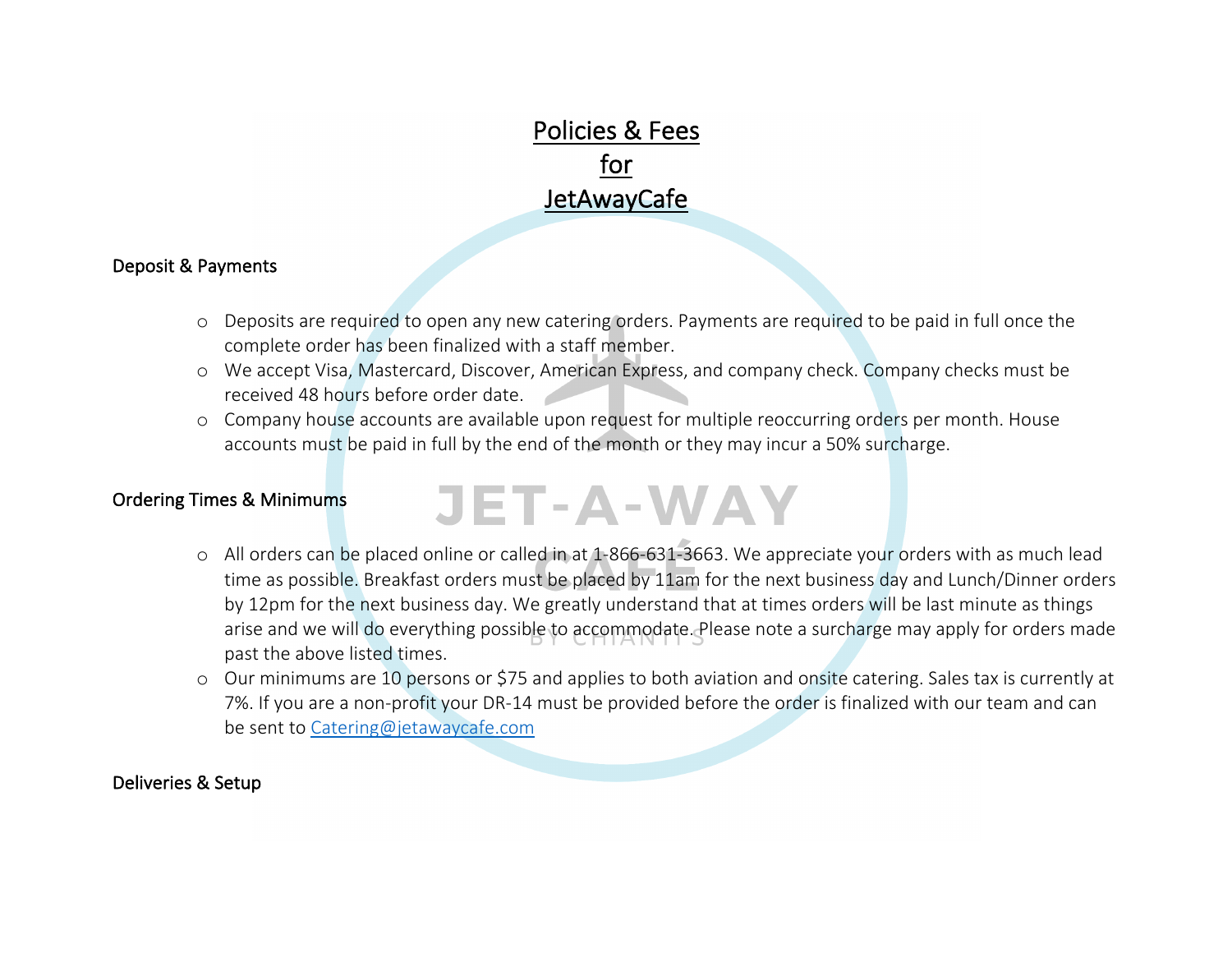# Policies & Fees for JetAwayCafe

## Deposit & Payments

- Deposits are required to open any new catering orders. Payments are required to be paid in full once the complete order has been finalized with a staff member.
- We accept Visa, Mastercard, Discover, American Express, and company check. Company checks must be received 48 hours before order date.
- Company house accounts are available upon request for multiple reoccurring orders per month. House accounts must be paid in full by the end of the month or they may incur a 50% surcharge.

## Ordering Times & Minimums

- All orders can be placed online or called in at 1-866-631-3663. We appreciate your orders with as much lead time as possible. Breakfast orders must be placed by 11am for the next business day and Lunch/Dinner orders by 12pm for the next business day. We greatly understand that at times orders will be last minute as things arise and we will do everything possible to accommodate. Please note a surcharge may apply for orders made past the above listed times.
- Our minimums are 10 persons or $75 and applies to both aviation and onsite catering. Sales tax is currently at 7%. If you are a non-profit your DR-14 must be provided before the order is finalized with our team and can be sent to Catering@jetawaycafe.com

## Deliveries & Setup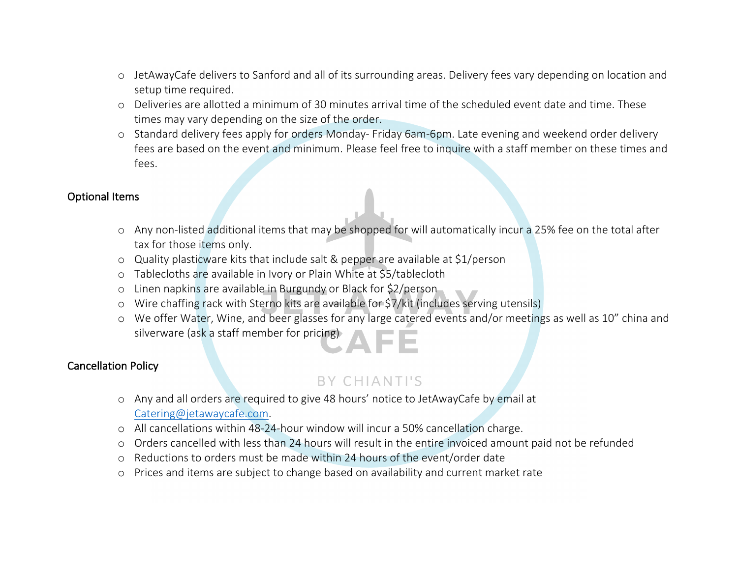- JetAwayCafe delivers to Sanford and all of its surrounding areas. Delivery fees vary depending on location and setup time required.
- Deliveries are allotted a minimum of 30 minutes arrival time of the scheduled event date and time. These times may vary depending on the size of the order.
- Standard delivery fees apply for orders Monday- Friday 6am-6pm. Late evening and weekend order delivery fees are based on the event and minimum. Please feel free to inquire with a staff member on these times and fees.

## Optional Items

- Any non-listed additional items that may be shopped for will automatically incur a 25% fee on the total after tax for those items only.
- Quality plasticware kits that include salt & pepper are available at $1/person
- Tablecloths are available in Ivory or Plain White at $5/tablecloth
- Linen napkins are available in Burgundy or Black for $2/person
- Wire chaffing rack with Sterno kits are available for $7/kit (includes serving utensils)
- We offer Water, Wine, and beer glasses for any large catered events and/or meetings as well as 10" china and silverware (ask a staff member for pricing)

## Cancellation Policy

- Any and all orders are required to give 48 hours' notice to JetAwayCafe by email at Catering@jetawaycafe.com.
- All cancellations within 48-24-hour window will incur a 50% cancellation charge.
- Orders cancelled with less than 24 hours will result in the entire invoiced amount paid not be refunded
- Reductions to orders must be made within 24 hours of the event/order date
- Prices and items are subject to change based on availability and current market rate